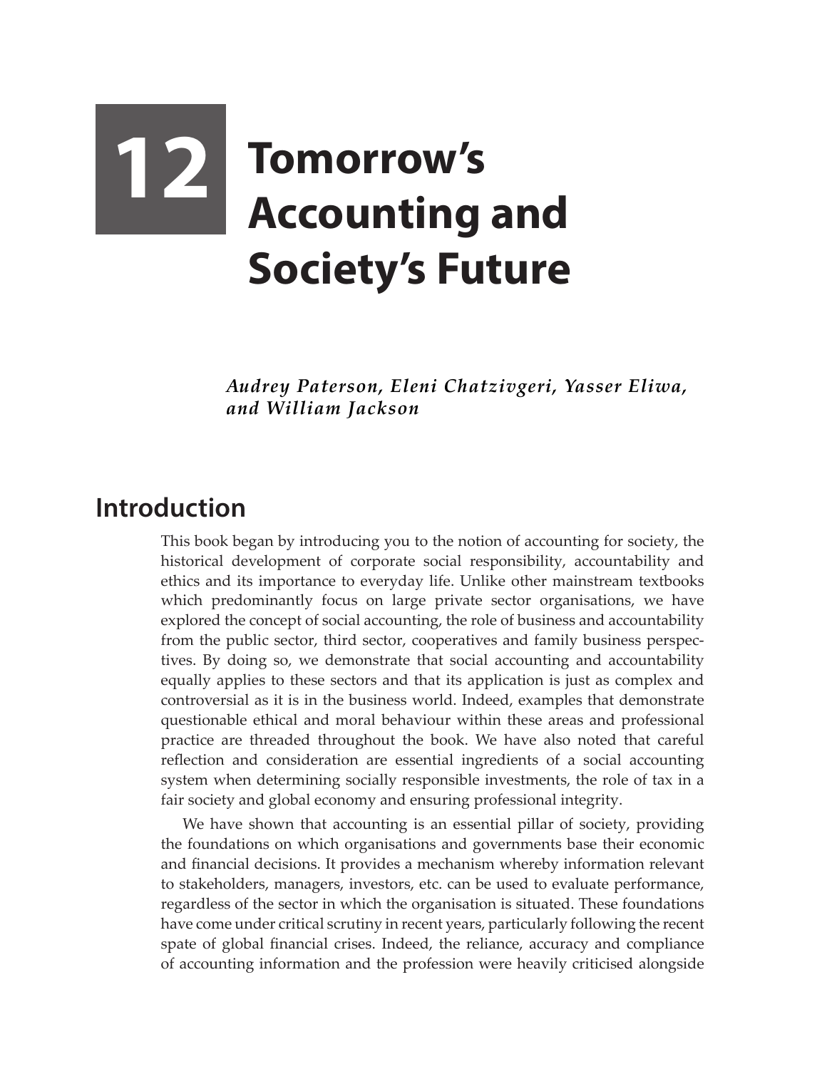# 12 Tomorrow's Accounting and Society's Future

*Audrey Paterson, Eleni Chatzivgeri, Yasser Eliwa, and William Jackson*

## Introduction

This book began by introducing you to the notion of accounting for society, the historical development of corporate social responsibility, accountability and ethics and its importance to everyday life. Unlike other mainstream textbooks which predominantly focus on large private sector organisations, we have explored the concept of social accounting, the role of business and accountability from the public sector, third sector, cooperatives and family business perspectives. By doing so, we demonstrate that social accounting and accountability equally applies to these sectors and that its application is just as complex and controversial as it is in the business world. Indeed, examples that demonstrate questionable ethical and moral behaviour within these areas and professional practice are threaded throughout the book. We have also noted that careful reflection and consideration are essential ingredients of a social accounting system when determining socially responsible investments, the role of tax in a fair society and global economy and ensuring professional integrity.

We have shown that accounting is an essential pillar of society, providing the foundations on which organisations and governments base their economic and financial decisions. It provides a mechanism whereby information relevant to stakeholders, managers, investors, etc. can be used to evaluate performance, regardless of the sector in which the organisation is situated. These foundations have come under critical scrutiny in recent years, particularly following the recent spate of global financial crises. Indeed, the reliance, accuracy and compliance of accounting information and the profession were heavily criticised alongside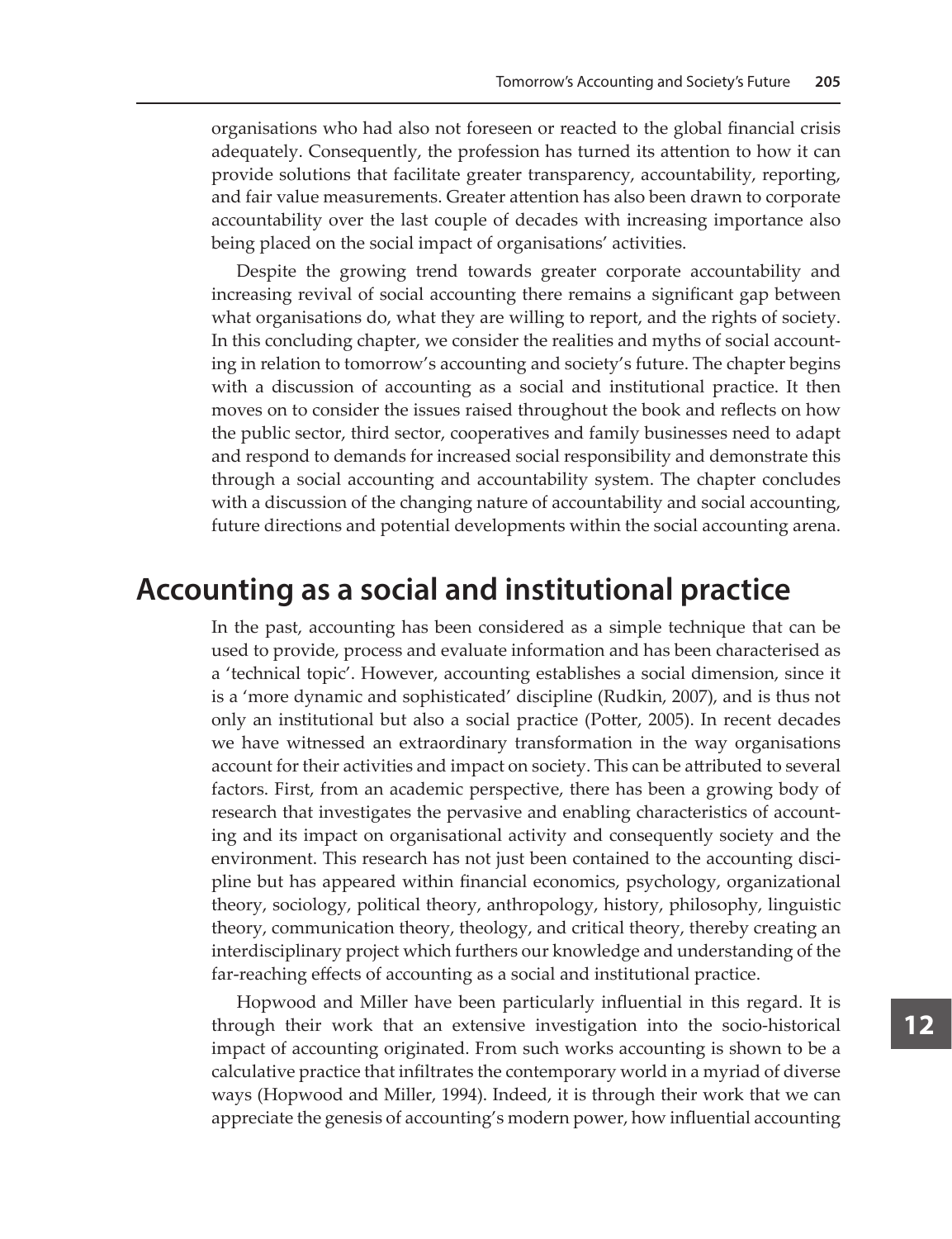organisations who had also not foreseen or reacted to the global financial crisis adequately. Consequently, the profession has turned its attention to how it can provide solutions that facilitate greater transparency, accountability, reporting, and fair value measurements. Greater attention has also been drawn to corporate accountability over the last couple of decades with increasing importance also being placed on the social impact of organisations' activities.

Despite the growing trend towards greater corporate accountability and increasing revival of social accounting there remains a significant gap between what organisations do, what they are willing to report, and the rights of society. In this concluding chapter, we consider the realities and myths of social accounting in relation to tomorrow's accounting and society's future. The chapter begins with a discussion of accounting as a social and institutional practice. It then moves on to consider the issues raised throughout the book and reflects on how the public sector, third sector, cooperatives and family businesses need to adapt and respond to demands for increased social responsibility and demonstrate this through a social accounting and accountability system. The chapter concludes with a discussion of the changing nature of accountability and social accounting, future directions and potential developments within the social accounting arena.

## Accounting as a social and institutional practice

In the past, accounting has been considered as a simple technique that can be used to provide, process and evaluate information and has been characterised as a 'technical topic'. However, accounting establishes a social dimension, since it is a 'more dynamic and sophisticated' discipline (Rudkin, 2007), and is thus not only an institutional but also a social practice (Potter, 2005). In recent decades we have witnessed an extraordinary transformation in the way organisations account for their activities and impact on society. This can be attributed to several factors. First, from an academic perspective, there has been a growing body of research that investigates the pervasive and enabling characteristics of accounting and its impact on organisational activity and consequently society and the environment. This research has not just been contained to the accounting discipline but has appeared within financial economics, psychology, organizational theory, sociology, political theory, anthropology, history, philosophy, linguistic theory, communication theory, theology, and critical theory, thereby creating an interdisciplinary project which furthers our knowledge and understanding of the far-reaching effects of accounting as a social and institutional practice.

Hopwood and Miller have been particularly influential in this regard. It is through their work that an extensive investigation into the socio-historical impact of accounting originated. From such works accounting is shown to be a calculative practice that infiltrates the contemporary world in a myriad of diverse ways (Hopwood and Miller, 1994). Indeed, it is through their work that we can appreciate the genesis of accounting's modern power, how influential accounting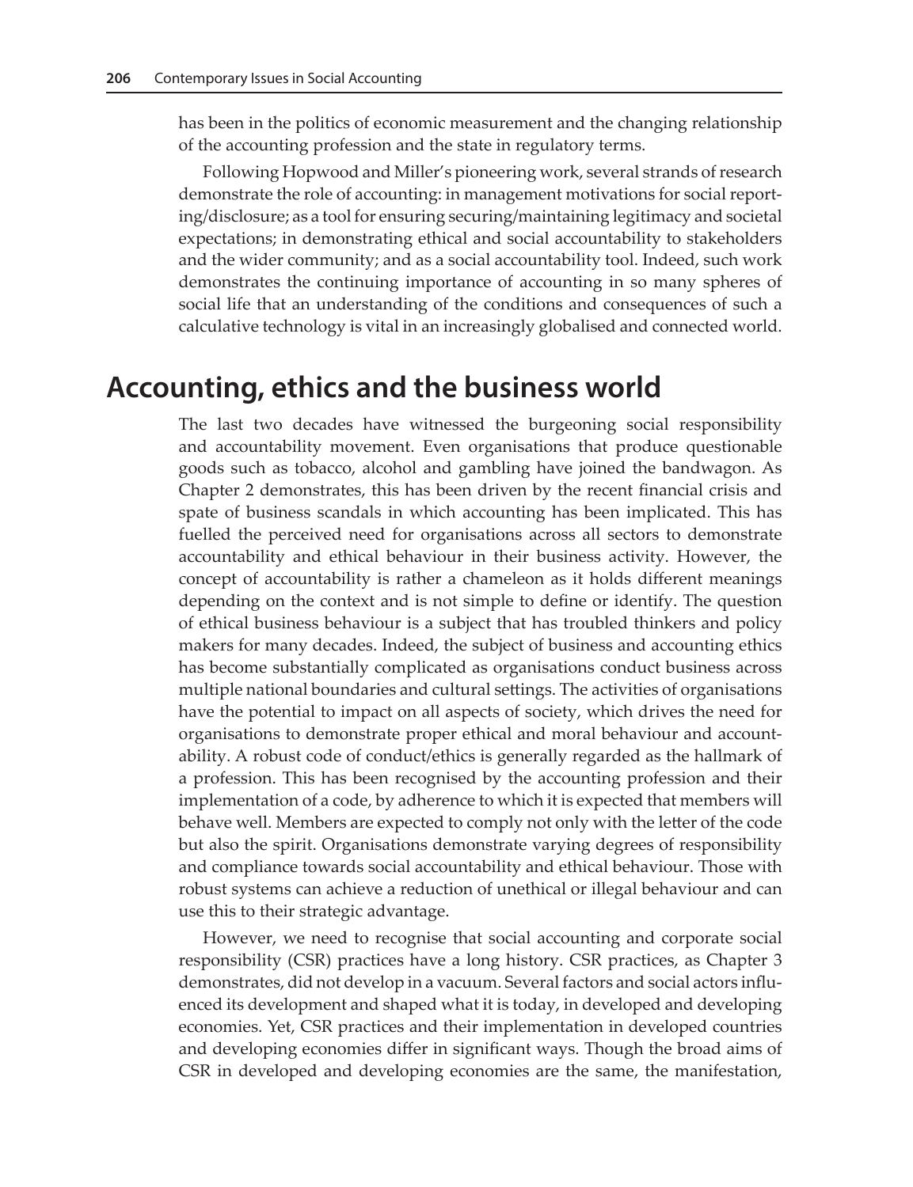has been in the politics of economic measurement and the changing relationship of the accounting profession and the state in regulatory terms.

Following Hopwood and Miller's pioneering work, several strands of research demonstrate the role of accounting: in management motivations for social reporting/disclosure; as a tool for ensuring securing/maintaining legitimacy and societal expectations; in demonstrating ethical and social accountability to stakeholders and the wider community; and as a social accountability tool. Indeed, such work demonstrates the continuing importance of accounting in so many spheres of social life that an understanding of the conditions and consequences of such a calculative technology is vital in an increasingly globalised and connected world.

## Accounting, ethics and the business world

The last two decades have witnessed the burgeoning social responsibility and accountability movement. Even organisations that produce questionable goods such as tobacco, alcohol and gambling have joined the bandwagon. As Chapter 2 demonstrates, this has been driven by the recent financial crisis and spate of business scandals in which accounting has been implicated. This has fuelled the perceived need for organisations across all sectors to demonstrate accountability and ethical behaviour in their business activity. However, the concept of accountability is rather a chameleon as it holds different meanings depending on the context and is not simple to define or identify. The question of ethical business behaviour is a subject that has troubled thinkers and policy makers for many decades. Indeed, the subject of business and accounting ethics has become substantially complicated as organisations conduct business across multiple national boundaries and cultural settings. The activities of organisations have the potential to impact on all aspects of society, which drives the need for organisations to demonstrate proper ethical and moral behaviour and accountability. A robust code of conduct/ethics is generally regarded as the hallmark of a profession. This has been recognised by the accounting profession and their implementation of a code, by adherence to which it is expected that members will behave well. Members are expected to comply not only with the letter of the code but also the spirit. Organisations demonstrate varying degrees of responsibility and compliance towards social accountability and ethical behaviour. Those with robust systems can achieve a reduction of unethical or illegal behaviour and can use this to their strategic advantage.

However, we need to recognise that social accounting and corporate social responsibility (CSR) practices have a long history. CSR practices, as Chapter 3 demonstrates, did not develop in a vacuum. Several factors and social actors influenced its development and shaped what it is today, in developed and developing economies. Yet, CSR practices and their implementation in developed countries and developing economies differ in significant ways. Though the broad aims of CSR in developed and developing economies are the same, the manifestation,